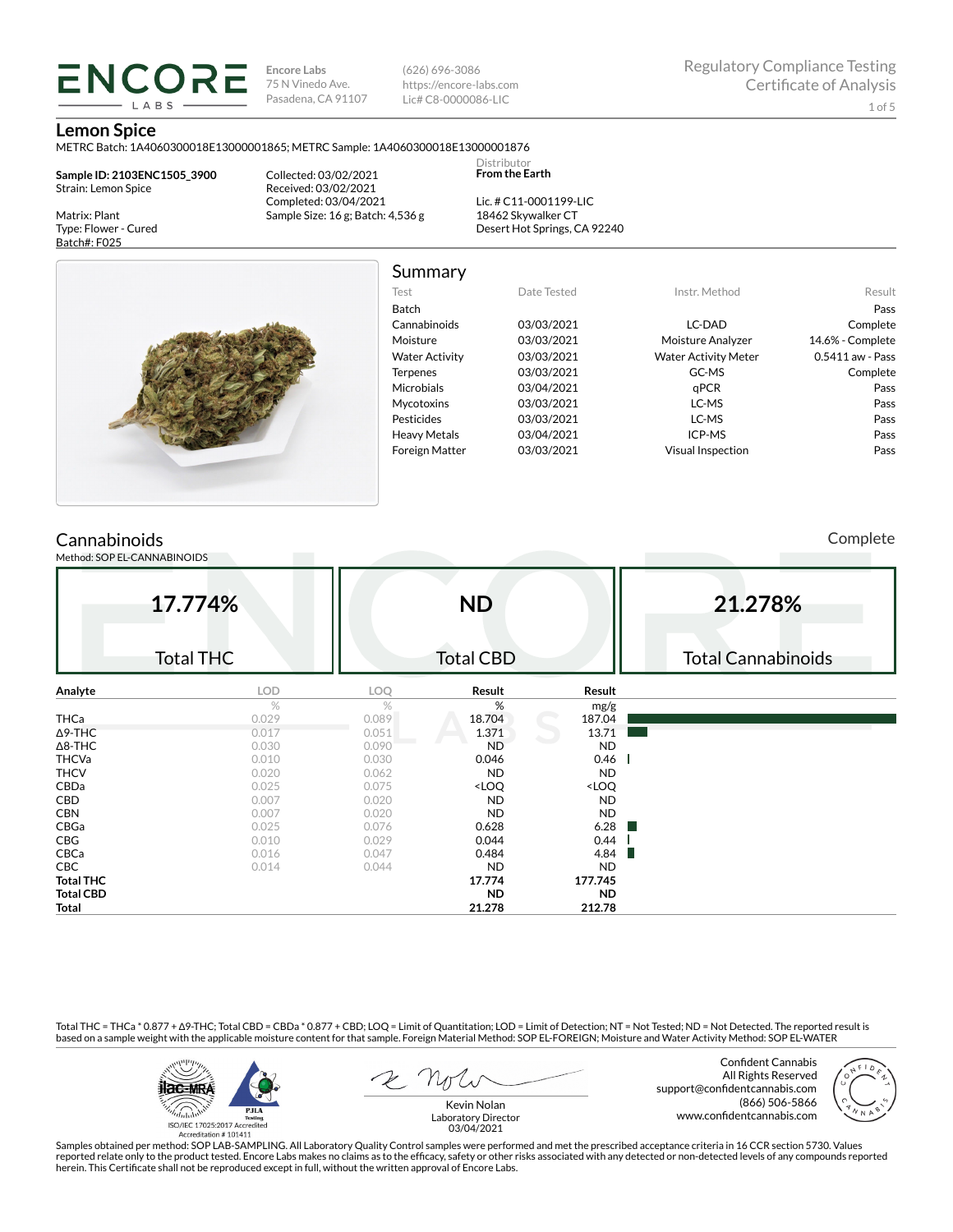# ENCORE LABS

Encore Labs
75 N Vinedo Ave.
Pasadena, CA 91107

(626) 696-3086
https://encore-labs.com
Lic# C8-0000086-LIC

Regulatory Compliance Testing
Certificate of Analysis

## Lemon Spice

METRC Batch: 1A4060300018E13000001865; METRC Sample: 1A4060300018E13000001876

**Sample ID: 2103ENC1505_3900**
Strain: Lemon Spice

Matrix: Plant
Type: Flower - Cured
Batch#: F025

Collected: 03/02/2021
Received: 03/02/2021
Completed: 03/04/2021
Sample Size: 16 g; Batch: 4,536 g

Distributor
**From the Earth**

Lic. # C11-0001199-LIC
18462 Skywalker CT
Desert Hot Springs, CA 92240

## Summary

| Test | Date Tested | Instr. Method | Result |
|---|---|---|---|
| Batch | | | Pass |
| Cannabinoids | 03/03/2021 | LC-DAD | Complete |
| Moisture | 03/03/2021 | Moisture Analyzer | 14.6% - Complete |
| Water Activity | 03/03/2021 | Water Activity Meter | 0.5411 aw - Pass |
| Terpenes | 03/03/2021 | GC-MS | Complete |
| Microbials | 03/04/2021 | qPCR | Pass |
| Mycotoxins | 03/03/2021 | LC-MS | Pass |
| Pesticides | 03/03/2021 | LC-MS | Pass |
| Heavy Metals | 03/04/2021 | ICP-MS | Pass |
| Foreign Matter | 03/03/2021 | Visual Inspection | Pass |

## Cannabinoids

Complete

Method: SOP EL-CANNABINOIDS

| 17.774% | ND | 21.278% |
|---|---|---|
| Total THC | Total CBD | Total Cannabinoids |

| Analyte | LOD | LOQ | Result | Result |
|---|---|---|---|---|
| | % | % | % | mg/g |
| THCa | 0.029 | 0.089 | 18.704 | 187.04 |
| Δ9-THC | 0.017 | 0.051 | 1.371 | 13.71 |
| Δ8-THC | 0.030 | 0.090 | ND | ND |
| THCVa | 0.010 | 0.030 | 0.046 | 0.46 |
| THCV | 0.020 | 0.062 | ND | ND |
| CBDa | 0.025 | 0.075 | <LOQ | <LOQ |
| CBD | 0.007 | 0.020 | ND | ND |
| CBN | 0.007 | 0.020 | ND | ND |
| CBGa | 0.025 | 0.076 | 0.628 | 6.28 |
| CBG | 0.010 | 0.029 | 0.044 | 0.44 |
| CBCa | 0.016 | 0.047 | 0.484 | 4.84 |
| CBC | 0.014 | 0.044 | ND | ND |
| **Total THC** | | | **17.774** | **177.745** |
| **Total CBD** | | | **ND** | **ND** |
| **Total** | | | **21.278** | **212.78** |

Total THC = THCa * 0.877 + Δ9-THC; Total CBD = CBDa * 0.877 + CBD; LOQ = Limit of Quantitation; LOD = Limit of Detection; NT = Not Tested; ND = Not Detected. The reported result is based on a sample weight with the applicable moisture content for that sample. Foreign Material Method: SOP EL-FOREIGN; Moisture and Water Activity Method: SOP EL-WATER

ISO/IEC 17025:2017 Accredited
Accreditation # 101411

Kevin Nolan
Laboratory Director
03/04/2021

Confident Cannabis
All Rights Reserved
support@confidentcannabis.com
(866) 506-5866
www.confidentcannabis.com

Samples obtained per method: SOP LAB-SAMPLING. All Laboratory Quality Control samples were performed and met the prescribed acceptance criteria in 16 CCR section 5730. Values reported relate only to the product tested. Encore Labs makes no claims as to the efficacy, safety or other risks associated with any detected or non-detected levels of any compounds reported herein. This Certificate shall not be reproduced except in full, without the written approval of Encore Labs.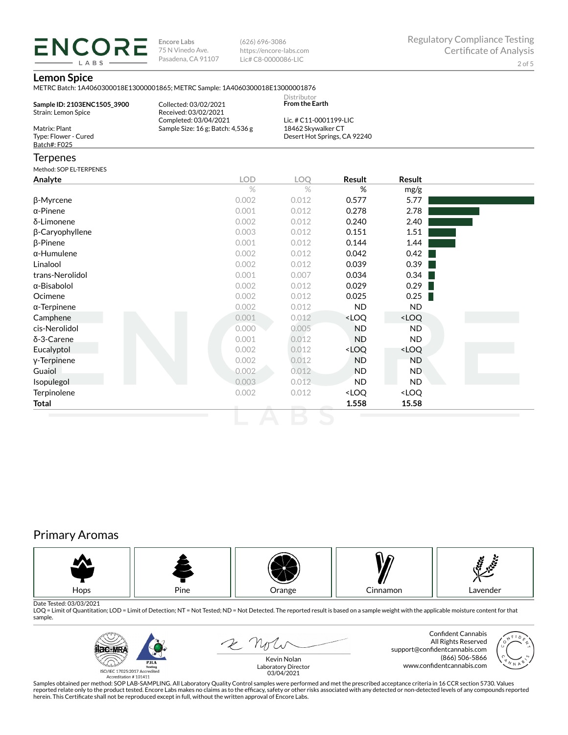**ENCORE LABS**

Encore Labs
75 N Vinedo Ave.
Pasadena, CA 91107

(626) 696-3086
https://encore-labs.com
Lic# C8-0000086-LIC

Regulatory Compliance Testing
Certificate of Analysis

## Lemon Spice

METRC Batch: 1A4060300018E13000001865; METRC Sample: 1A4060300018E13000001876

**Sample ID: 2103ENC1505_3900**
Strain: Lemon Spice

Matrix: Plant
Type: Flower - Cured
Batch#: F025

Collected: 03/02/2021
Received: 03/02/2021
Completed: 03/04/2021
Sample Size: 16 g; Batch: 4,536 g

Distributor
**From the Earth**

Lic. # C11-0001199-LIC
18462 Skywalker CT
Desert Hot Springs, CA 92240

## Terpenes

Method: SOP EL-TERPENES

| Analyte | LOD | LOQ | Result | Result |
|---|---|---|---|---|
| | % | % | % | mg/g |
| β-Myrcene | 0.002 | 0.012 | 0.577 | 5.77 |
| α-Pinene | 0.001 | 0.012 | 0.278 | 2.78 |
| δ-Limonene | 0.002 | 0.012 | 0.240 | 2.40 |
| β-Caryophyllene | 0.003 | 0.012 | 0.151 | 1.51 |
| β-Pinene | 0.001 | 0.012 | 0.144 | 1.44 |
| α-Humulene | 0.002 | 0.012 | 0.042 | 0.42 |
| Linalool | 0.002 | 0.012 | 0.039 | 0.39 |
| trans-Nerolidol | 0.001 | 0.007 | 0.034 | 0.34 |
| α-Bisabolol | 0.002 | 0.012 | 0.029 | 0.29 |
| Ocimene | 0.002 | 0.012 | 0.025 | 0.25 |
| α-Terpinene | 0.002 | 0.012 | ND | ND |
| Camphene | 0.001 | 0.012 | <LOQ | <LOQ |
| cis-Nerolidol | 0.000 | 0.005 | ND | ND |
| δ-3-Carene | 0.001 | 0.012 | ND | ND |
| Eucalyptol | 0.002 | 0.012 | <LOQ | <LOQ |
| γ-Terpinene | 0.002 | 0.012 | ND | ND |
| Guaiol | 0.002 | 0.012 | ND | ND |
| Isopulegol | 0.003 | 0.012 | ND | ND |
| Terpinolene | 0.002 | 0.012 | <LOQ | <LOQ |
| **Total** | | | **1.558** | **15.58** |

## Primary Aromas

Hops | Pine | Orange | Cinnamon | Lavender

Date Tested: 03/03/2021
LOQ = Limit of Quantitation; LOD = Limit of Detection; NT = Not Tested; ND = Not Detected. The reported result is based on a sample weight with the applicable moisture content for that sample.

ISO/IEC 17025:2017 Accredited
Accreditation # 101411

Kevin Nolan
Laboratory Director
03/04/2021

Confident Cannabis
All Rights Reserved
support@confidentcannabis.com
(866) 506-5866
www.confidentcannabis.com

Samples obtained per method: SOP LAB-SAMPLING. All Laboratory Quality Control samples were performed and met the prescribed acceptance criteria in 16 CCR section 5730. Values reported relate only to the product tested. Encore Labs makes no claims as to the efficacy, safety or other risks associated with any detected or non-detected levels of any compounds reported herein. This Certificate shall not be reproduced except in full, without the written approval of Encore Labs.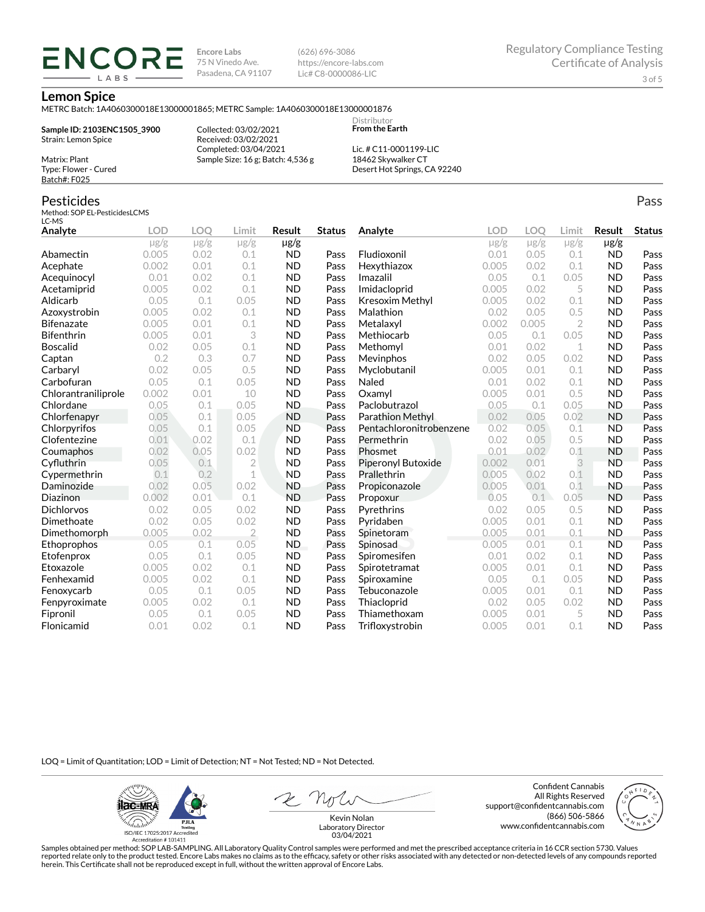Encore Labs
75 N Vinedo Ave.
Pasadena, CA 91107

(626) 696-3086
https://encore-labs.com
Lic# C8-0000086-LIC

Regulatory Compliance Testing
Certificate of Analysis

# Lemon Spice

METRC Batch: 1A4060300018E13000001865; METRC Sample: 1A4060300018E13000001876

**Sample ID: 2103ENC1505_3900**
Strain: Lemon Spice

Matrix: Plant
Type: Flower - Cured
Batch#: F025

Collected: 03/02/2021
Received: 03/02/2021
Completed: 03/04/2021
Sample Size: 16 g; Batch: 4,536 g

Distributor
**From the Earth**

Lic. # C11-0001199-LIC
18462 Skywalker CT
Desert Hot Springs, CA 92240

## Pesticides

Pass

Method: SOP EL-PesticidesLCMS
LC-MS

| Analyte | LOD | LOQ | Limit | Result | Status |
|---|---|---|---|---|---|
| | µg/g | µg/g | µg/g | µg/g | |
| Abamectin | 0.005 | 0.02 | 0.1 | ND | Pass |
| Acephate | 0.002 | 0.01 | 0.1 | ND | Pass |
| Acequinocyl | 0.01 | 0.02 | 0.1 | ND | Pass |
| Acetamiprid | 0.005 | 0.02 | 0.1 | ND | Pass |
| Aldicarb | 0.05 | 0.1 | 0.05 | ND | Pass |
| Azoxystrobin | 0.005 | 0.02 | 0.1 | ND | Pass |
| Bifenazate | 0.005 | 0.01 | 0.1 | ND | Pass |
| Bifenthrin | 0.005 | 0.01 | 3 | ND | Pass |
| Boscalid | 0.02 | 0.05 | 0.1 | ND | Pass |
| Captan | 0.2 | 0.3 | 0.7 | ND | Pass |
| Carbaryl | 0.02 | 0.05 | 0.5 | ND | Pass |
| Carbofuran | 0.05 | 0.1 | 0.05 | ND | Pass |
| Chlorantraniliprole | 0.002 | 0.01 | 10 | ND | Pass |
| Chlordane | 0.05 | 0.1 | 0.05 | ND | Pass |
| Chlorfenapyr | 0.05 | 0.1 | 0.05 | ND | Pass |
| Chlorpyrifos | 0.05 | 0.1 | 0.05 | ND | Pass |
| Clofentezine | 0.01 | 0.02 | 0.1 | ND | Pass |
| Coumaphos | 0.02 | 0.05 | 0.02 | ND | Pass |
| Cyfluthrin | 0.05 | 0.1 | 2 | ND | Pass |
| Cypermethrin | 0.1 | 0.2 | 1 | ND | Pass |
| Daminozide | 0.02 | 0.05 | 0.02 | ND | Pass |
| Diazinon | 0.002 | 0.01 | 0.1 | ND | Pass |
| Dichlorvos | 0.02 | 0.05 | 0.02 | ND | Pass |
| Dimethoate | 0.02 | 0.05 | 0.02 | ND | Pass |
| Dimethomorph | 0.005 | 0.02 | 2 | ND | Pass |
| Ethoprophos | 0.05 | 0.1 | 0.05 | ND | Pass |
| Etofenprox | 0.05 | 0.1 | 0.05 | ND | Pass |
| Etoxazole | 0.005 | 0.02 | 0.1 | ND | Pass |
| Fenhexamid | 0.005 | 0.02 | 0.1 | ND | Pass |
| Fenoxycarb | 0.05 | 0.1 | 0.05 | ND | Pass |
| Fenpyroximate | 0.005 | 0.02 | 0.1 | ND | Pass |
| Fipronil | 0.05 | 0.1 | 0.05 | ND | Pass |
| Flonicamid | 0.01 | 0.02 | 0.1 | ND | Pass |
| Fludioxonil | 0.01 | 0.05 | 0.1 | ND | Pass |
| Hexythiazox | 0.005 | 0.02 | 0.1 | ND | Pass |
| Imazalil | 0.05 | 0.1 | 0.05 | ND | Pass |
| Imidacloprid | 0.005 | 0.02 | 5 | ND | Pass |
| Kresoxim Methyl | 0.005 | 0.02 | 0.1 | ND | Pass |
| Malathion | 0.02 | 0.05 | 0.5 | ND | Pass |
| Metalaxyl | 0.002 | 0.005 | 2 | ND | Pass |
| Methiocarb | 0.05 | 0.1 | 0.05 | ND | Pass |
| Methomyl | 0.01 | 0.02 | 1 | ND | Pass |
| Mevinphos | 0.02 | 0.05 | 0.02 | ND | Pass |
| Myclobutanil | 0.005 | 0.01 | 0.1 | ND | Pass |
| Naled | 0.01 | 0.02 | 0.1 | ND | Pass |
| Oxamyl | 0.005 | 0.01 | 0.5 | ND | Pass |
| Paclobutrazol | 0.05 | 0.1 | 0.05 | ND | Pass |
| Parathion Methyl | 0.02 | 0.05 | 0.02 | ND | Pass |
| Pentachloronitrobenzene | 0.02 | 0.05 | 0.1 | ND | Pass |
| Permethrin | 0.02 | 0.05 | 0.5 | ND | Pass |
| Phosmet | 0.01 | 0.02 | 0.1 | ND | Pass |
| Piperonyl Butoxide | 0.002 | 0.01 | 3 | ND | Pass |
| Prallethrin | 0.005 | 0.02 | 0.1 | ND | Pass |
| Propiconazole | 0.005 | 0.01 | 0.1 | ND | Pass |
| Propoxur | 0.05 | 0.1 | 0.05 | ND | Pass |
| Pyrethrins | 0.02 | 0.05 | 0.5 | ND | Pass |
| Pyridaben | 0.005 | 0.01 | 0.1 | ND | Pass |
| Spinetoram | 0.005 | 0.01 | 0.1 | ND | Pass |
| Spinosad | 0.005 | 0.01 | 0.1 | ND | Pass |
| Spiromesifen | 0.01 | 0.02 | 0.1 | ND | Pass |
| Spirotetramat | 0.005 | 0.01 | 0.1 | ND | Pass |
| Spiroxamine | 0.05 | 0.1 | 0.05 | ND | Pass |
| Tebuconazole | 0.005 | 0.01 | 0.1 | ND | Pass |
| Thiacloprid | 0.02 | 0.05 | 0.02 | ND | Pass |
| Thiamethoxam | 0.005 | 0.01 | 5 | ND | Pass |
| Trifloxystrobin | 0.005 | 0.01 | 0.1 | ND | Pass |

LOQ = Limit of Quantitation; LOD = Limit of Detection; NT = Not Tested; ND = Not Detected.

ISO/IEC 17025:2017 Accredited
Accreditation # 101411

Kevin Nolan
Laboratory Director
03/04/2021

Confident Cannabis
All Rights Reserved
support@confidentcannabis.com
(866) 506-5866
www.confidentcannabis.com

Samples obtained per method: SOP LAB-SAMPLING. All Laboratory Quality Control samples were performed and met the prescribed acceptance criteria in 16 CCR section 5730. Values reported relate only to the product tested. Encore Labs makes no claims as to the efficacy, safety or other risks associated with any detected or non-detected levels of any compounds reported herein. This Certificate shall not be reproduced except in full, without the written approval of Encore Labs.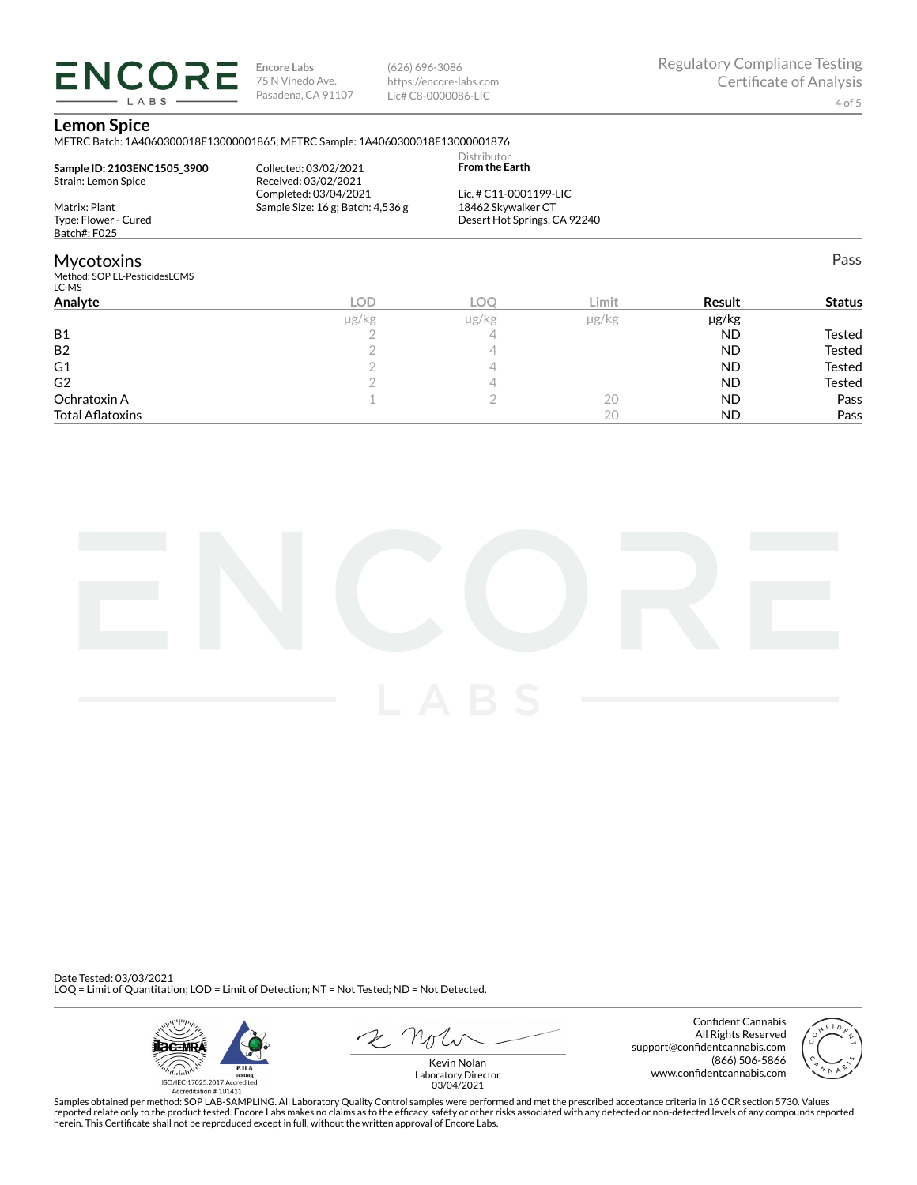Encore Labs
75 N Vinedo Ave.
Pasadena, CA 91107

(626) 696-3086
https://encore-labs.com
Lic# C8-0000086-LIC

Regulatory Compliance Testing
Certificate of Analysis

## Lemon Spice

METRC Batch: 1A4060300018E13000001865; METRC Sample: 1A4060300018E13000001876

**Sample ID: 2103ENC1505_3900**
Strain: Lemon Spice

Matrix: Plant
Type: Flower - Cured
Batch#: F025

Collected: 03/02/2021
Received: 03/02/2021
Completed: 03/04/2021
Sample Size: 16 g; Batch: 4,536 g

Distributor
**From the Earth**

Lic. # C11-0001199-LIC
18462 Skywalker CT
Desert Hot Springs, CA 92240

## Mycotoxins

Pass

Method: SOP EL-PesticidesLCMS
LC-MS

| Analyte | LOD | LOQ | Limit | Result | Status |
|---|---|---|---|---|---|
| | μg/kg | μg/kg | μg/kg | μg/kg | |
| B1 | 2 | 4 | | ND | Tested |
| B2 | 2 | 4 | | ND | Tested |
| G1 | 2 | 4 | | ND | Tested |
| G2 | 2 | 4 | | ND | Tested |
| Ochratoxin A | 1 | 2 | 20 | ND | Pass |
| Total Aflatoxins | | | 20 | ND | Pass |

Date Tested: 03/03/2021
LOQ = Limit of Quantitation; LOD = Limit of Detection; NT = Not Tested; ND = Not Detected.

ISO/IEC 17025:2017 Accredited
Accreditation # 101411

Kevin Nolan
Laboratory Director
03/04/2021

Confident Cannabis
All Rights Reserved
support@confidentcannabis.com
(866) 506-5866
www.confidentcannabis.com

Samples obtained per method: SOP LAB-SAMPLING. All Laboratory Quality Control samples were performed and met the prescribed acceptance criteria in 16 CCR section 5730. Values reported relate only to the product tested. Encore Labs makes no claims as to the efficacy, safety or other risks associated with any detected or non-detected levels of any compounds reported herein. This Certificate shall not be reproduced except in full, without the written approval of Encore Labs.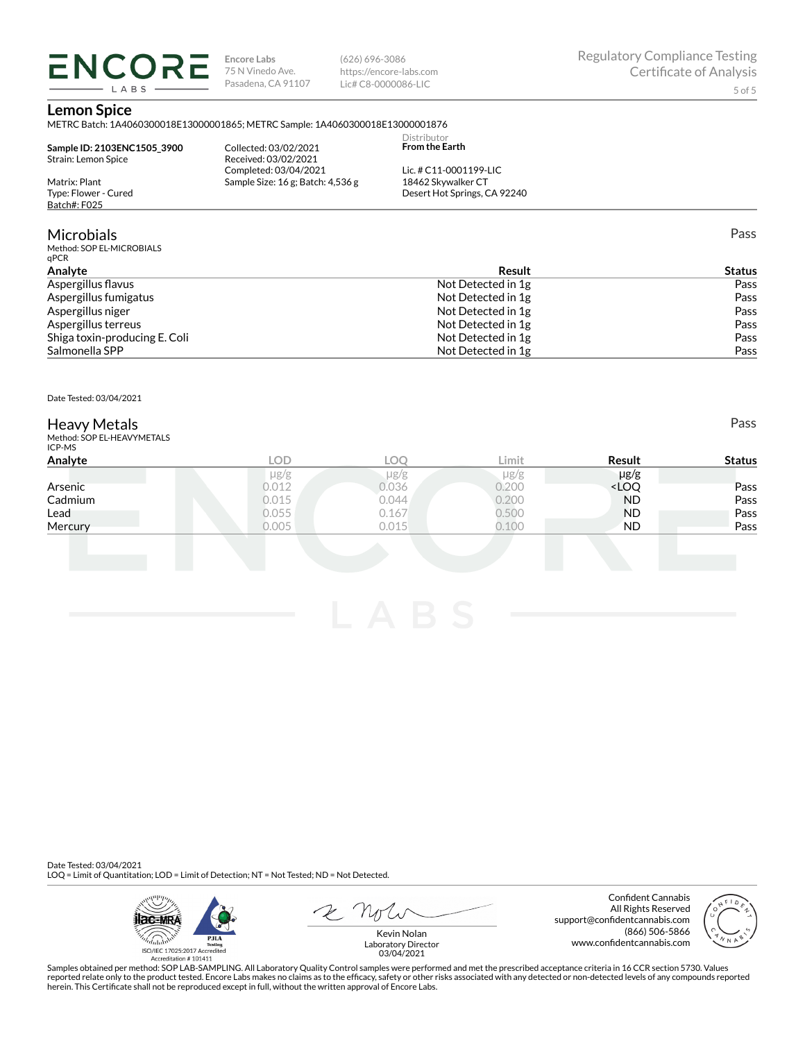**Encore Labs**
75 N Vinedo Ave.
Pasadena, CA 91107

(626) 696-3086
https://encore-labs.com
Lic# C8-0000086-LIC

Regulatory Compliance Testing
Certificate of Analysis

# Lemon Spice

METRC Batch: 1A4060300018E13000001865; METRC Sample: 1A4060300018E13000001876

**Sample ID: 2103ENC1505_3900**
Strain: Lemon Spice

Matrix: Plant
Type: Flower - Cured
Batch#: F025

Collected: 03/02/2021
Received: 03/02/2021
Completed: 03/04/2021
Sample Size: 16 g; Batch: 4,536 g

Distributor
**From the Earth**

Lic. # C11-0001199-LIC
18462 Skywalker CT
Desert Hot Springs, CA 92240

## Microbials

Pass

Method: SOP EL-MICROBIALS
qPCR

| Analyte | Result | Status |
|---|---|---|
| Aspergillus flavus | Not Detected in 1g | Pass |
| Aspergillus fumigatus | Not Detected in 1g | Pass |
| Aspergillus niger | Not Detected in 1g | Pass |
| Aspergillus terreus | Not Detected in 1g | Pass |
| Shiga toxin-producing E. Coli | Not Detected in 1g | Pass |
| Salmonella SPP | Not Detected in 1g | Pass |

Date Tested: 03/04/2021

## Heavy Metals

Pass

Method: SOP EL-HEAVYMETALS
ICP-MS

| Analyte | LOD | LOQ | Limit | Result | Status |
|---|---|---|---|---|---|
| | µg/g | µg/g | µg/g | µg/g | |
| Arsenic | 0.012 | 0.036 | 0.200 | <LOQ | Pass |
| Cadmium | 0.015 | 0.044 | 0.200 | ND | Pass |
| Lead | 0.055 | 0.167 | 0.500 | ND | Pass |
| Mercury | 0.005 | 0.015 | 0.100 | ND | Pass |

Date Tested: 03/04/2021
LOQ = Limit of Quantitation; LOD = Limit of Detection; NT = Not Tested; ND = Not Detected.

ISO/IEC 17025:2017 Accredited
Accreditation # 101411

Kevin Nolan
Laboratory Director
03/04/2021

Confident Cannabis
All Rights Reserved
support@confidentcannabis.com
(866) 506-5866
www.confidentcannabis.com

Samples obtained per method: SOP LAB-SAMPLING. All Laboratory Quality Control samples were performed and met the prescribed acceptance criteria in 16 CCR section 5730. Values reported relate only to the product tested. Encore Labs makes no claims as to the efficacy, safety or other risks associated with any detected or non-detected levels of any compounds reported herein. This Certificate shall not be reproduced except in full, without the written approval of Encore Labs.